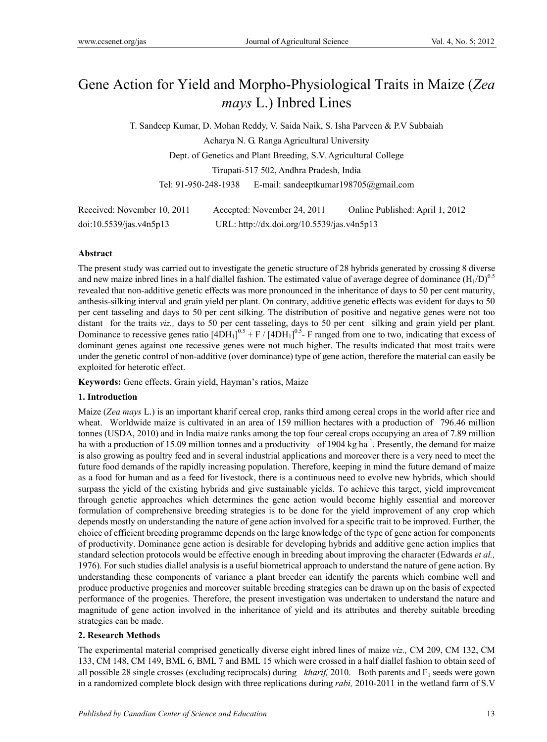# Gene Action for Yield and Morpho-Physiological Traits in Maize (*Zea mays* L.) Inbred Lines

T. Sandeep Kumar, D. Mohan Reddy, V. Saida Naik, S. Isha Parveen & P.V Subbaiah

Acharya N. G. Ranga Agricultural University

Dept. of Genetics and Plant Breeding, S.V. Agricultural College

Tirupati-517 502, Andhra Pradesh, India

Tel: 91-950-248-1938 E-mail: sandeeptkumar198705@gmail.com

Received: November 10, 2011 Accepted: November 24, 2011 Online Published: April 1, 2012

doi:10.5539/jas.v4n5p13 URL: http://dx.doi.org/10.5539/jas.v4n5p13

## Abstract

The present study was carried out to investigate the genetic structure of 28 hybrids generated by crossing 8 diverse and new maize inbred lines in a half diallel fashion. The estimated value of average degree of dominance $(H_1/D)^{0.5}$ revealed that non-additive genetic effects was more pronounced in the inheritance of days to 50 per cent maturity, anthesis-silking interval and grain yield per plant. On contrary, additive genetic effects was evident for days to 50 per cent tasseling and days to 50 per cent silking. The distribution of positive and negative genes were not too distant for the traits *viz.,* days to 50 per cent tasseling, days to 50 per cent silking and grain yield per plant. Dominance to recessive genes ratio $[4DH_1]^{0.5} + F / [4DH_1]^{0.5} - F$ ranged from one to two, indicating that excess of dominant genes against one recessive genes were not much higher. The results indicated that most traits were under the genetic control of non-additive (over dominance) type of gene action, therefore the material can easily be exploited for heterotic effect.

**Keywords:** Gene effects, Grain yield, Hayman's ratios, Maize

## 1. Introduction

Maize (*Zea mays* L.) is an important kharif cereal crop, ranks third among cereal crops in the world after rice and wheat. Worldwide maize is cultivated in an area of 159 million hectares with a production of 796.46 million tonnes (USDA, 2010) and in India maize ranks among the top four cereal crops occupying an area of 7.89 million ha with a production of 15.09 million tonnes and a productivity of 1904 kg ha$^{-1}$. Presently, the demand for maize is also growing as poultry feed and in several industrial applications and moreover there is a very need to meet the future food demands of the rapidly increasing population. Therefore, keeping in mind the future demand of maize as a food for human and as a feed for livestock, there is a continuous need to evolve new hybrids, which should surpass the yield of the existing hybrids and give sustainable yields. To achieve this target, yield improvement through genetic approaches which determines the gene action would become highly essential and moreover formulation of comprehensive breeding strategies is to be done for the yield improvement of any crop which depends mostly on understanding the nature of gene action involved for a specific trait to be improved. Further, the choice of efficient breeding programme depends on the large knowledge of the type of gene action for components of productivity. Dominance gene action is desirable for developing hybrids and additive gene action implies that standard selection protocols would be effective enough in breeding about improving the character (Edwards *et al.,* 1976). For such studies diallel analysis is a useful biometrical approach to understand the nature of gene action. By understanding these components of variance a plant breeder can identify the parents which combine well and produce productive progenies and moreover suitable breeding strategies can be drawn up on the basis of expected performance of the progenies. Therefore, the present investigation was undertaken to understand the nature and magnitude of gene action involved in the inheritance of yield and its attributes and thereby suitable breeding strategies can be made.

## 2. Research Methods

The experimental material comprised genetically diverse eight inbred lines of maize *viz.,* CM 209, CM 132, CM 133, CM 148, CM 149, BML 6, BML 7 and BML 15 which were crossed in a half diallel fashion to obtain seed of all possible 28 single crosses (excluding reciprocals) during *kharif,* 2010. Both parents and $F_1$ seeds were gown in a randomized complete block design with three replications during *rabi,* 2010-2011 in the wetland farm of S.V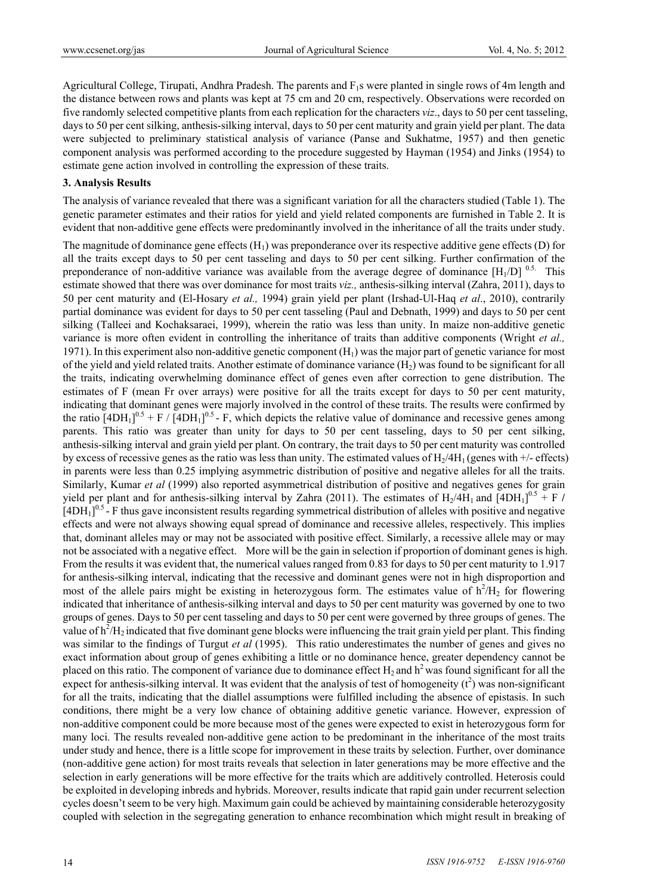Agricultural College, Tirupati, Andhra Pradesh. The parents and $F_1$s were planted in single rows of 4m length and the distance between rows and plants was kept at 75 cm and 20 cm, respectively. Observations were recorded on five randomly selected competitive plants from each replication for the characters *viz*., days to 50 per cent tasseling, days to 50 per cent silking, anthesis-silking interval, days to 50 per cent maturity and grain yield per plant. The data were subjected to preliminary statistical analysis of variance (Panse and Sukhatme, 1957) and then genetic component analysis was performed according to the procedure suggested by Hayman (1954) and Jinks (1954) to estimate gene action involved in controlling the expression of these traits.

### 3. Analysis Results

The analysis of variance revealed that there was a significant variation for all the characters studied (Table 1). The genetic parameter estimates and their ratios for yield and yield related components are furnished in Table 2. It is evident that non-additive gene effects were predominantly involved in the inheritance of all the traits under study.

The magnitude of dominance gene effects ($H_1$) was preponderance over its respective additive gene effects (D) for all the traits except days to 50 per cent tasseling and days to 50 per cent silking. Further confirmation of the preponderance of non-additive variance was available from the average degree of dominance $[H_1/D]^{0.5.}$ This estimate showed that there was over dominance for most traits *viz.,* anthesis-silking interval (Zahra, 2011), days to 50 per cent maturity and (El-Hosary *et al.,* 1994) grain yield per plant (Irshad-Ul-Haq *et al*., 2010), contrarily partial dominance was evident for days to 50 per cent tasseling (Paul and Debnath, 1999) and days to 50 per cent silking (Talleei and Kochaksaraei, 1999), wherein the ratio was less than unity. In maize non-additive genetic variance is more often evident in controlling the inheritance of traits than additive components (Wright *et al.,* 1971). In this experiment also non-additive genetic component ($H_1$) was the major part of genetic variance for most of the yield and yield related traits. Another estimate of dominance variance ($H_2$) was found to be significant for all the traits, indicating overwhelming dominance effect of genes even after correction to gene distribution. The estimates of F (mean Fr over arrays) were positive for all the traits except for days to 50 per cent maturity, indicating that dominant genes were majorly involved in the control of these traits. The results were confirmed by the ratio $[4DH_1]^{0.5} + F / [4DH_1]^{0.5} - F$, which depicts the relative value of dominance and recessive genes among parents. This ratio was greater than unity for days to 50 per cent tasseling, days to 50 per cent silking, anthesis-silking interval and grain yield per plant. On contrary, the trait days to 50 per cent maturity was controlled by excess of recessive genes as the ratio was less than unity. The estimated values of $H_2/4H_1$ (genes with +/- effects) in parents were less than 0.25 implying asymmetric distribution of positive and negative alleles for all the traits. Similarly, Kumar *et al* (1999) also reported asymmetrical distribution of positive and negatives genes for grain yield per plant and for anthesis-silking interval by Zahra (2011). The estimates of $H_2/4H_1$ and $[4DH_1]^{0.5} + F / [4DH_1]^{0.5} - F$ thus gave inconsistent results regarding symmetrical distribution of alleles with positive and negative effects and were not always showing equal spread of dominance and recessive alleles, respectively. This implies that, dominant alleles may or may not be associated with positive effect. Similarly, a recessive allele may or may not be associated with a negative effect. More will be the gain in selection if proportion of dominant genes is high. From the results it was evident that, the numerical values ranged from 0.83 for days to 50 per cent maturity to 1.917 for anthesis-silking interval, indicating that the recessive and dominant genes were not in high disproportion and most of the allele pairs might be existing in heterozygous form. The estimates value of $h^2/H_2$ for flowering indicated that inheritance of anthesis-silking interval and days to 50 per cent maturity was governed by one to two groups of genes. Days to 50 per cent tasseling and days to 50 per cent were governed by three groups of genes. The value of $h^2/H_2$ indicated that five dominant gene blocks were influencing the trait grain yield per plant. This finding was similar to the findings of Turgut *et al* (1995). This ratio underestimates the number of genes and gives no exact information about group of genes exhibiting a little or no dominance hence, greater dependency cannot be placed on this ratio. The component of variance due to dominance effect $H_2$ and $h^2$ was found significant for all the expect for anthesis-silking interval. It was evident that the analysis of test of homogeneity ($t^2$) was non-significant for all the traits, indicating that the diallel assumptions were fulfilled including the absence of epistasis. In such conditions, there might be a very low chance of obtaining additive genetic variance. However, expression of non-additive component could be more because most of the genes were expected to exist in heterozygous form for many loci. The results revealed non-additive gene action to be predominant in the inheritance of the most traits under study and hence, there is a little scope for improvement in these traits by selection. Further, over dominance (non-additive gene action) for most traits reveals that selection in later generations may be more effective and the selection in early generations will be more effective for the traits which are additively controlled. Heterosis could be exploited in developing inbreds and hybrids. Moreover, results indicate that rapid gain under recurrent selection cycles doesn't seem to be very high. Maximum gain could be achieved by maintaining considerable heterozygosity coupled with selection in the segregating generation to enhance recombination which might result in breaking of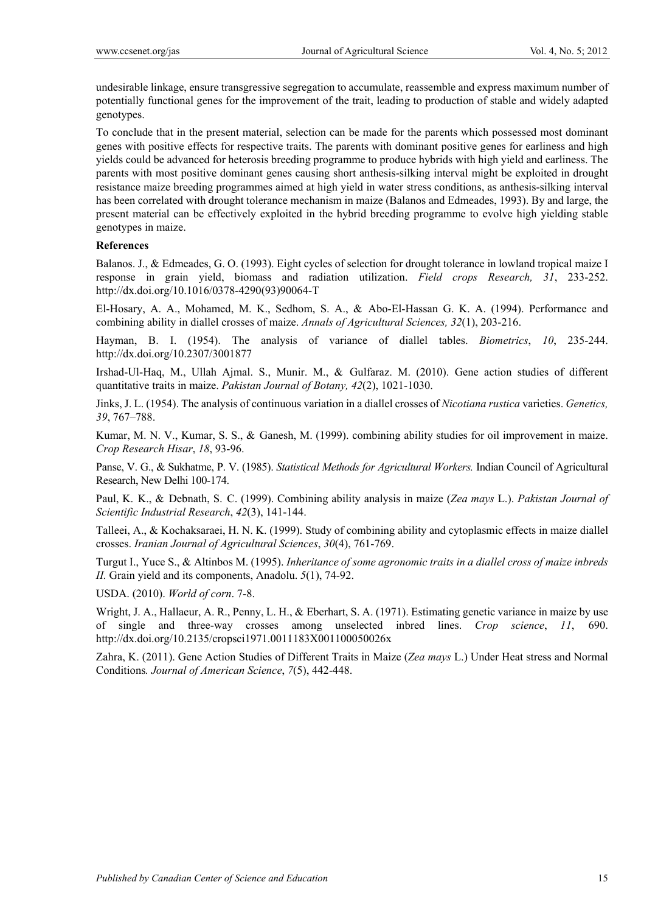undesirable linkage, ensure transgressive segregation to accumulate, reassemble and express maximum number of potentially functional genes for the improvement of the trait, leading to production of stable and widely adapted genotypes.

To conclude that in the present material, selection can be made for the parents which possessed most dominant genes with positive effects for respective traits. The parents with dominant positive genes for earliness and high yields could be advanced for heterosis breeding programme to produce hybrids with high yield and earliness. The parents with most positive dominant genes causing short anthesis-silking interval might be exploited in drought resistance maize breeding programmes aimed at high yield in water stress conditions, as anthesis-silking interval has been correlated with drought tolerance mechanism in maize (Balanos and Edmeades, 1993). By and large, the present material can be effectively exploited in the hybrid breeding programme to evolve high yielding stable genotypes in maize.

**References**

Balanos. J., & Edmeades, G. O. (1993). Eight cycles of selection for drought tolerance in lowland tropical maize I response in grain yield, biomass and radiation utilization. *Field crops Research, 31*, 233-252. http://dx.doi.org/10.1016/0378-4290(93)90064-T

El-Hosary, A. A., Mohamed, M. K., Sedhom, S. A., & Abo-El-Hassan G. K. A. (1994). Performance and combining ability in diallel crosses of maize. *Annals of Agricultural Sciences, 32*(1), 203-216.

Hayman, B. I. (1954). The analysis of variance of diallel tables. *Biometrics*, *10*, 235-244. http://dx.doi.org/10.2307/3001877

Irshad-Ul-Haq, M., Ullah Ajmal. S., Munir. M., & Gulfaraz. M. (2010). Gene action studies of different quantitative traits in maize. *Pakistan Journal of Botany, 42*(2), 1021-1030.

Jinks, J. L. (1954). The analysis of continuous variation in a diallel crosses of *Nicotiana rustica* varieties. *Genetics, 39*, 767–788.

Kumar, M. N. V., Kumar, S. S., & Ganesh, M. (1999). combining ability studies for oil improvement in maize. *Crop Research Hisar*, *18*, 93-96.

Panse, V. G., & Sukhatme, P. V. (1985). *Statistical Methods for Agricultural Workers.* Indian Council of Agricultural Research, New Delhi 100-174.

Paul, K. K., & Debnath, S. C. (1999). Combining ability analysis in maize (*Zea mays* L.). *Pakistan Journal of Scientific Industrial Research*, *42*(3), 141-144.

Talleei, A., & Kochaksaraei, H. N. K. (1999). Study of combining ability and cytoplasmic effects in maize diallel crosses. *Iranian Journal of Agricultural Sciences*, *30*(4), 761-769.

Turgut I., Yuce S., & Altinbos M. (1995). *Inheritance of some agronomic traits in a diallel cross of maize inbreds II.* Grain yield and its components, Anadolu. *5*(1), 74-92.

USDA. (2010). *World of corn*. 7-8.

Wright, J. A., Hallaeur, A. R., Penny, L. H., & Eberhart, S. A. (1971). Estimating genetic variance in maize by use of single and three-way crosses among unselected inbred lines. *Crop science*, *11*, 690. http://dx.doi.org/10.2135/cropsci1971.0011183X001100050026x

Zahra, K. (2011). Gene Action Studies of Different Traits in Maize (*Zea mays* L.) Under Heat stress and Normal Conditions*. Journal of American Science*, *7*(5), 442-448.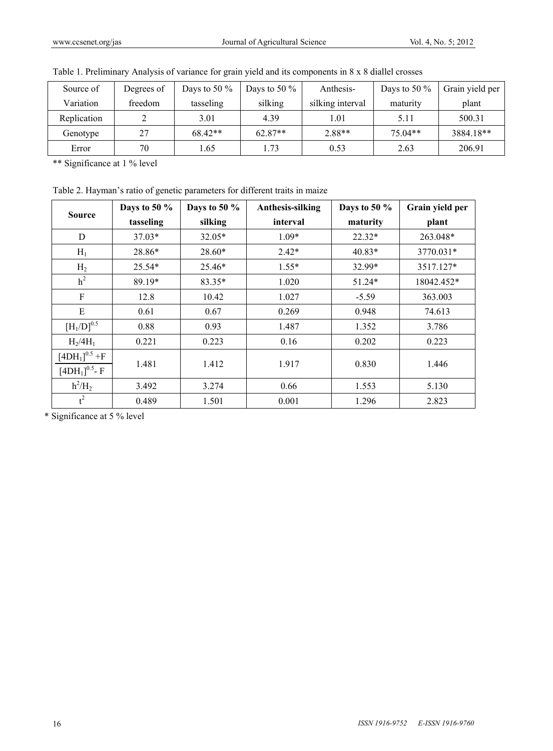Table 1. Preliminary Analysis of variance for grain yield and its components in 8 x 8 diallel crosses

| Source of Variation | Degrees of freedom | Days to 50 % tasseling | Days to 50 % silking | Anthesis-silking interval | Days to 50 % maturity | Grain yield per plant |
|---|---|---|---|---|---|---|
| Replication | 2 | 3.01 | 4.39 | 1.01 | 5.11 | 500.31 |
| Genotype | 27 | 68.42** | 62.87** | 2.88** | 75.04** | 3884.18** |
| Error | 70 | 1.65 | 1.73 | 0.53 | 2.63 | 206.91 |

** Significance at 1 % level

Table 2. Hayman's ratio of genetic parameters for different traits in maize

| **Source** | **Days to 50 % tasseling** | **Days to 50 % silking** | **Anthesis-silking interval** | **Days to 50 % maturity** | **Grain yield per plant** |
|---|---|---|---|---|---|
| D | 37.03* | 32.05* | 1.09* | 22.32* | 263.048* |
| $H_1$ | 28.86* | 28.60* | 2.42* | 40.83* | 3770.031* |
| $H_2$ | 25.54* | 25.46* | 1.55* | 32.99* | 3517.127* |
| $h^2$ | 89.19* | 83.35* | 1.020 | 51.24* | 18042.452* |
| F | 12.8 | 10.42 | 1.027 | -5.59 | 363.003 |
| E | 0.61 | 0.67 | 0.269 | 0.948 | 74.613 |
| $[H_1/D]^{0.5}$ | 0.88 | 0.93 | 1.487 | 1.352 | 3.786 |
| $H_2/4H_1$ | 0.221 | 0.223 | 0.16 | 0.202 | 0.223 |
| $\frac{[4DH_1]^{0.5}+F}{[4DH_1]^{0.5}-F}$ | 1.481 | 1.412 | 1.917 | 0.830 | 1.446 |
| $h^2/H_2$ | 3.492 | 3.274 | 0.66 | 1.553 | 5.130 |
| $t^2$ | 0.489 | 1.501 | 0.001 | 1.296 | 2.823 |

* Significance at 5 % level